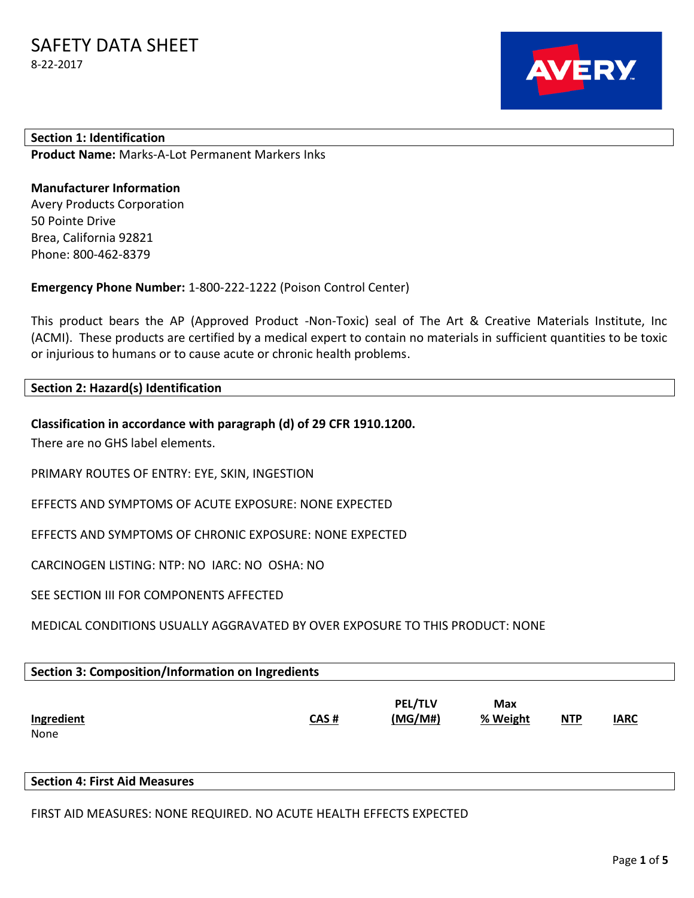# SAFETY DATA SHEET

8-22-2017

## Section 1: Identification

**Product Name:** Marks-A-Lot Permanent Markers Inks

**Manufacturer Information**
Avery Products Corporation
50 Pointe Drive
Brea, California 92821
Phone: 800-462-8379

**Emergency Phone Number:** 1-800-222-1222 (Poison Control Center)

This product bears the AP (Approved Product -Non-Toxic) seal of The Art & Creative Materials Institute, Inc (ACMI). These products are certified by a medical expert to contain no materials in sufficient quantities to be toxic or injurious to humans or to cause acute or chronic health problems.

## Section 2: Hazard(s) Identification

**Classification in accordance with paragraph (d) of 29 CFR 1910.1200.**

There are no GHS label elements.

PRIMARY ROUTES OF ENTRY: EYE, SKIN, INGESTION

EFFECTS AND SYMPTOMS OF ACUTE EXPOSURE: NONE EXPECTED

EFFECTS AND SYMPTOMS OF CHRONIC EXPOSURE: NONE EXPECTED

CARCINOGEN LISTING: NTP: NO IARC: NO OSHA: NO

SEE SECTION III FOR COMPONENTS AFFECTED

MEDICAL CONDITIONS USUALLY AGGRAVATED BY OVER EXPOSURE TO THIS PRODUCT: NONE

## Section 3: Composition/Information on Ingredients

| Ingredient | CAS # | PEL/TLV (MG/M#) | Max % Weight | NTP | IARC |
|---|---|---|---|---|---|
| None | | | | | |

## Section 4: First Aid Measures

FIRST AID MEASURES: NONE REQUIRED. NO ACUTE HEALTH EFFECTS EXPECTED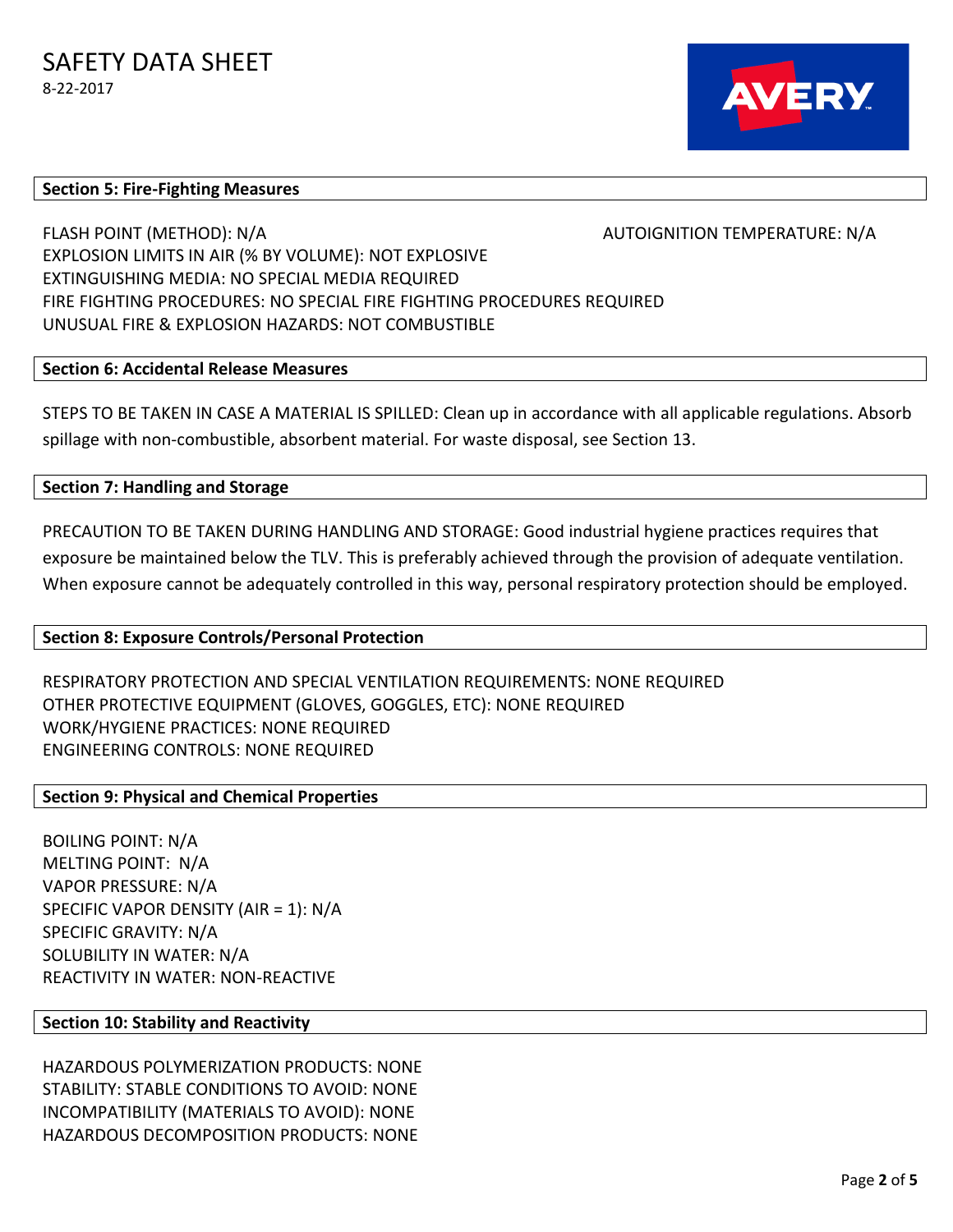## Section 5: Fire-Fighting Measures

FLASH POINT (METHOD): N/A

AUTOIGNITION TEMPERATURE: N/A

EXPLOSION LIMITS IN AIR (% BY VOLUME): NOT EXPLOSIVE

EXTINGUISHING MEDIA: NO SPECIAL MEDIA REQUIRED

FIRE FIGHTING PROCEDURES: NO SPECIAL FIRE FIGHTING PROCEDURES REQUIRED

UNUSUAL FIRE & EXPLOSION HAZARDS: NOT COMBUSTIBLE

## Section 6: Accidental Release Measures

STEPS TO BE TAKEN IN CASE A MATERIAL IS SPILLED: Clean up in accordance with all applicable regulations. Absorb spillage with non-combustible, absorbent material. For waste disposal, see Section 13.

## Section 7: Handling and Storage

PRECAUTION TO BE TAKEN DURING HANDLING AND STORAGE: Good industrial hygiene practices requires that exposure be maintained below the TLV. This is preferably achieved through the provision of adequate ventilation. When exposure cannot be adequately controlled in this way, personal respiratory protection should be employed.

## Section 8: Exposure Controls/Personal Protection

RESPIRATORY PROTECTION AND SPECIAL VENTILATION REQUIREMENTS: NONE REQUIRED

OTHER PROTECTIVE EQUIPMENT (GLOVES, GOGGLES, ETC): NONE REQUIRED

WORK/HYGIENE PRACTICES: NONE REQUIRED

ENGINEERING CONTROLS: NONE REQUIRED

## Section 9: Physical and Chemical Properties

BOILING POINT: N/A

MELTING POINT: N/A

VAPOR PRESSURE: N/A

SPECIFIC VAPOR DENSITY (AIR = 1): N/A

SPECIFIC GRAVITY: N/A

SOLUBILITY IN WATER: N/A

REACTIVITY IN WATER: NON-REACTIVE

## Section 10: Stability and Reactivity

HAZARDOUS POLYMERIZATION PRODUCTS: NONE

STABILITY: STABLE CONDITIONS TO AVOID: NONE

INCOMPATIBILITY (MATERIALS TO AVOID): NONE

HAZARDOUS DECOMPOSITION PRODUCTS: NONE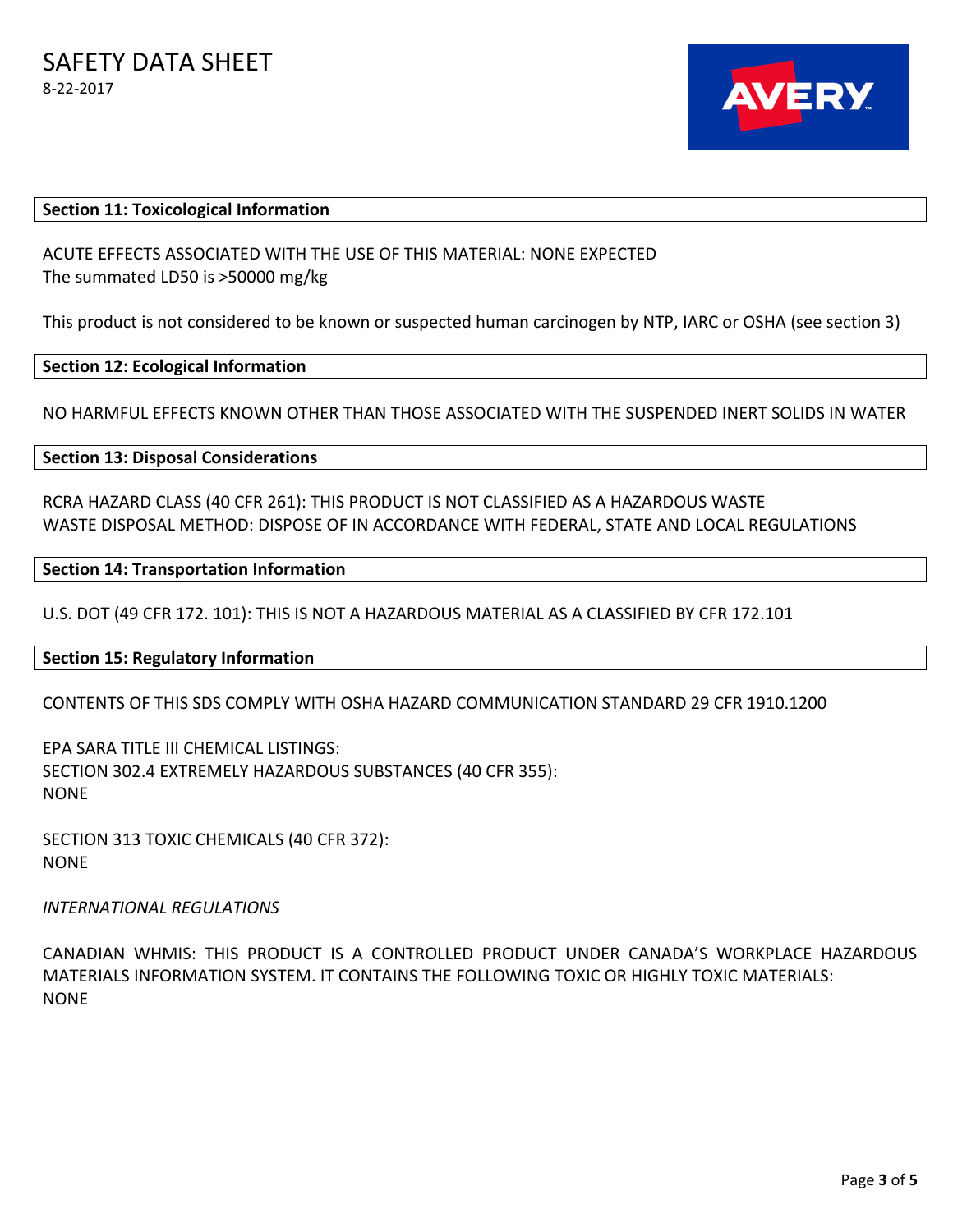# SAFETY DATA SHEET

8-22-2017

## Section 11: Toxicological Information

ACUTE EFFECTS ASSOCIATED WITH THE USE OF THIS MATERIAL: NONE EXPECTED
The summated LD50 is >50000 mg/kg

This product is not considered to be known or suspected human carcinogen by NTP, IARC or OSHA (see section 3)

## Section 12: Ecological Information

NO HARMFUL EFFECTS KNOWN OTHER THAN THOSE ASSOCIATED WITH THE SUSPENDED INERT SOLIDS IN WATER

## Section 13: Disposal Considerations

RCRA HAZARD CLASS (40 CFR 261): THIS PRODUCT IS NOT CLASSIFIED AS A HAZARDOUS WASTE
WASTE DISPOSAL METHOD: DISPOSE OF IN ACCORDANCE WITH FEDERAL, STATE AND LOCAL REGULATIONS

## Section 14: Transportation Information

U.S. DOT (49 CFR 172. 101): THIS IS NOT A HAZARDOUS MATERIAL AS A CLASSIFIED BY CFR 172.101

## Section 15: Regulatory Information

CONTENTS OF THIS SDS COMPLY WITH OSHA HAZARD COMMUNICATION STANDARD 29 CFR 1910.1200

EPA SARA TITLE III CHEMICAL LISTINGS:
SECTION 302.4 EXTREMELY HAZARDOUS SUBSTANCES (40 CFR 355):
NONE

SECTION 313 TOXIC CHEMICALS (40 CFR 372):
NONE

*INTERNATIONAL REGULATIONS*

CANADIAN WHMIS: THIS PRODUCT IS A CONTROLLED PRODUCT UNDER CANADA'S WORKPLACE HAZARDOUS MATERIALS INFORMATION SYSTEM. IT CONTAINS THE FOLLOWING TOXIC OR HIGHLY TOXIC MATERIALS:
NONE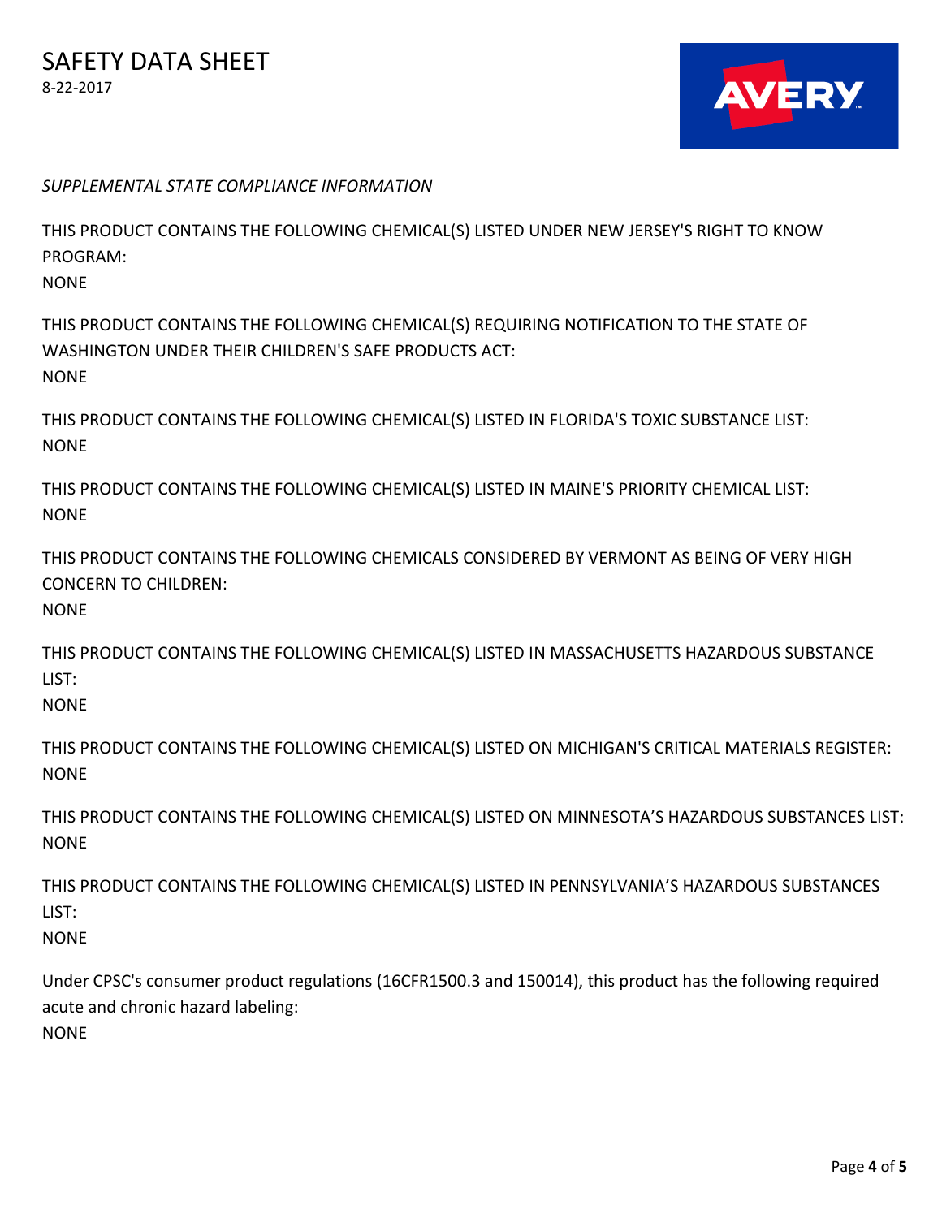*SUPPLEMENTAL STATE COMPLIANCE INFORMATION*

THIS PRODUCT CONTAINS THE FOLLOWING CHEMICAL(S) LISTED UNDER NEW JERSEY'S RIGHT TO KNOW PROGRAM:
NONE

THIS PRODUCT CONTAINS THE FOLLOWING CHEMICAL(S) REQUIRING NOTIFICATION TO THE STATE OF WASHINGTON UNDER THEIR CHILDREN'S SAFE PRODUCTS ACT:
NONE

THIS PRODUCT CONTAINS THE FOLLOWING CHEMICAL(S) LISTED IN FLORIDA'S TOXIC SUBSTANCE LIST:
NONE

THIS PRODUCT CONTAINS THE FOLLOWING CHEMICAL(S) LISTED IN MAINE'S PRIORITY CHEMICAL LIST:
NONE

THIS PRODUCT CONTAINS THE FOLLOWING CHEMICALS CONSIDERED BY VERMONT AS BEING OF VERY HIGH CONCERN TO CHILDREN:
NONE

THIS PRODUCT CONTAINS THE FOLLOWING CHEMICAL(S) LISTED IN MASSACHUSETTS HAZARDOUS SUBSTANCE LIST:
NONE

THIS PRODUCT CONTAINS THE FOLLOWING CHEMICAL(S) LISTED ON MICHIGAN'S CRITICAL MATERIALS REGISTER:
NONE

THIS PRODUCT CONTAINS THE FOLLOWING CHEMICAL(S) LISTED ON MINNESOTA'S HAZARDOUS SUBSTANCES LIST:
NONE

THIS PRODUCT CONTAINS THE FOLLOWING CHEMICAL(S) LISTED IN PENNSYLVANIA'S HAZARDOUS SUBSTANCES LIST:
NONE

Under CPSC's consumer product regulations (16CFR1500.3 and 150014), this product has the following required acute and chronic hazard labeling:
NONE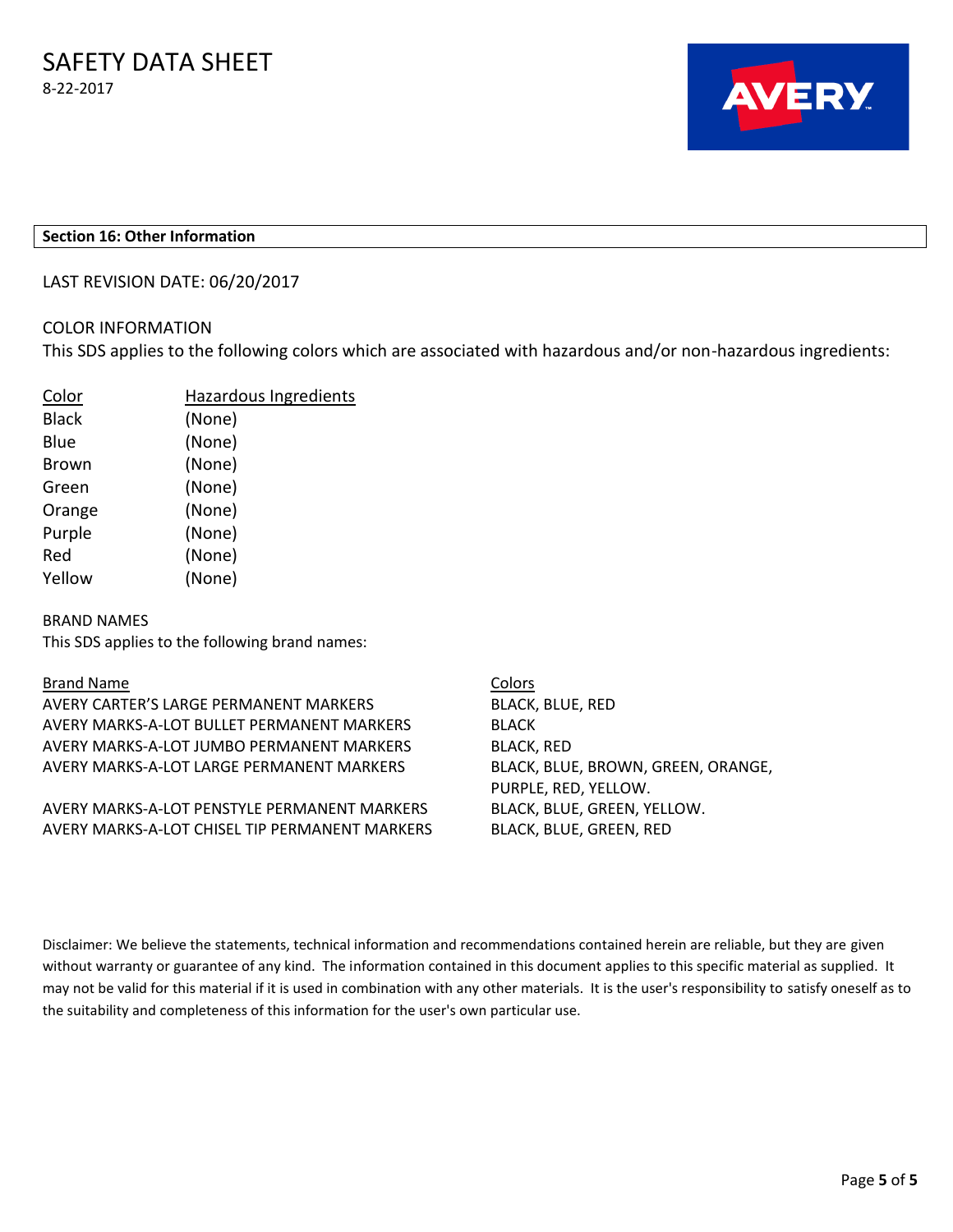## Section 16: Other Information

LAST REVISION DATE: 06/20/2017

COLOR INFORMATION

This SDS applies to the following colors which are associated with hazardous and/or non-hazardous ingredients:

| Color | Hazardous Ingredients |
|---|---|
| Black | (None) |
| Blue | (None) |
| Brown | (None) |
| Green | (None) |
| Orange | (None) |
| Purple | (None) |
| Red | (None) |
| Yellow | (None) |

BRAND NAMES

This SDS applies to the following brand names:

| Brand Name | Colors |
|---|---|
| AVERY CARTER'S LARGE PERMANENT MARKERS | BLACK, BLUE, RED |
| AVERY MARKS-A-LOT BULLET PERMANENT MARKERS | BLACK |
| AVERY MARKS-A-LOT JUMBO PERMANENT MARKERS | BLACK, RED |
| AVERY MARKS-A-LOT LARGE PERMANENT MARKERS | BLACK, BLUE, BROWN, GREEN, ORANGE, PURPLE, RED, YELLOW. |
| AVERY MARKS-A-LOT PENSTYLE PERMANENT MARKERS | BLACK, BLUE, GREEN, YELLOW. |
| AVERY MARKS-A-LOT CHISEL TIP PERMANENT MARKERS | BLACK, BLUE, GREEN, RED |

Disclaimer: We believe the statements, technical information and recommendations contained herein are reliable, but they are given without warranty or guarantee of any kind. The information contained in this document applies to this specific material as supplied. It may not be valid for this material if it is used in combination with any other materials. It is the user's responsibility to satisfy oneself as to the suitability and completeness of this information for the user's own particular use.